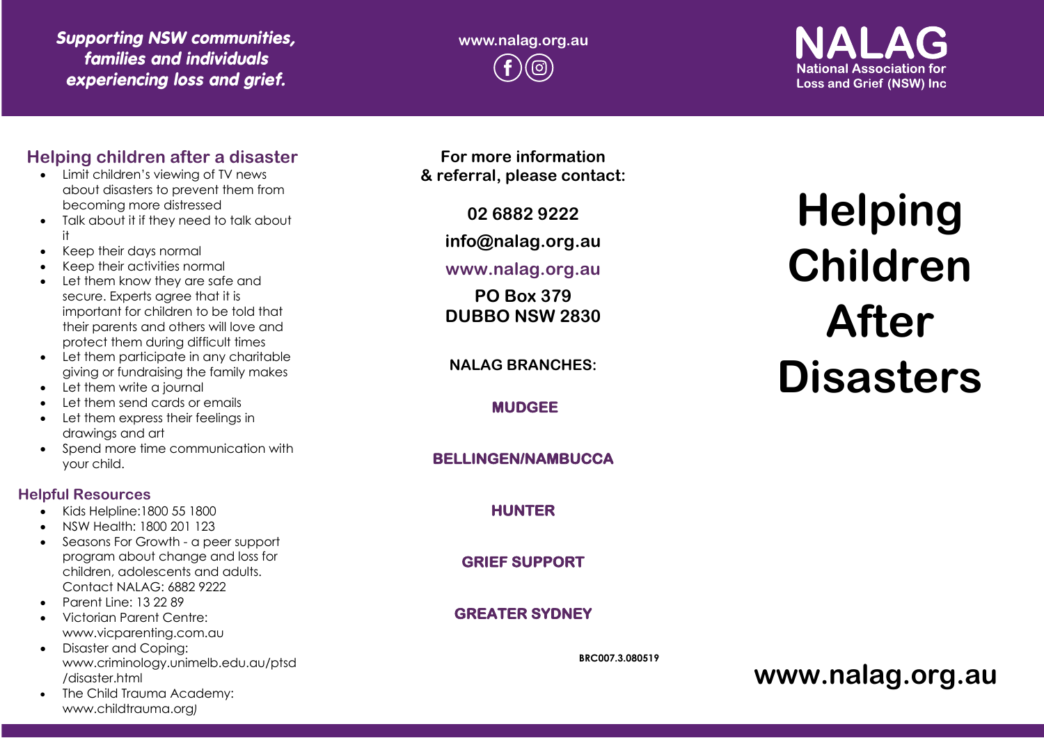*Supporting NSW communities, families and individuals experiencing loss and grief.*

www.nalag.org.au

**NALAG**
National Association for Loss and Grief (NSW) Inc

## Helping children after a disaster

- Limit children's viewing of TV news about disasters to prevent them from becoming more distressed
- Talk about it if they need to talk about it
- Keep their days normal
- Keep their activities normal
- Let them know they are safe and secure. Experts agree that it is important for children to be told that their parents and others will love and protect them during difficult times
- Let them participate in any charitable giving or fundraising the family makes
- Let them write a journal
- Let them send cards or emails
- Let them express their feelings in drawings and art
- Spend more time communication with your child.

## Helpful Resources

- Kids Helpline:1800 55 1800
- NSW Health: 1800 201 123
- Seasons For Growth - a peer support program about change and loss for children, adolescents and adults. Contact NALAG: 6882 9222
- Parent Line: 13 22 89
- Victorian Parent Centre: www.vicparenting.com.au
- Disaster and Coping: www.criminology.unimelb.edu.au/ptsd/disaster.html
- The Child Trauma Academy: www.childtrauma.org)

**For more information & referral, please contact:**

**02 6882 9222**

**info@nalag.org.au**

**www.nalag.org.au**

**PO Box 379**
**DUBBO NSW 2830**

**NALAG BRANCHES:**

**MUDGEE**

**BELLINGEN/NAMBUCCA**

**HUNTER**

**GRIEF SUPPORT**

**GREATER SYDNEY**

BRC007.3.080519

# Helping Children After Disasters

**www.nalag.org.au**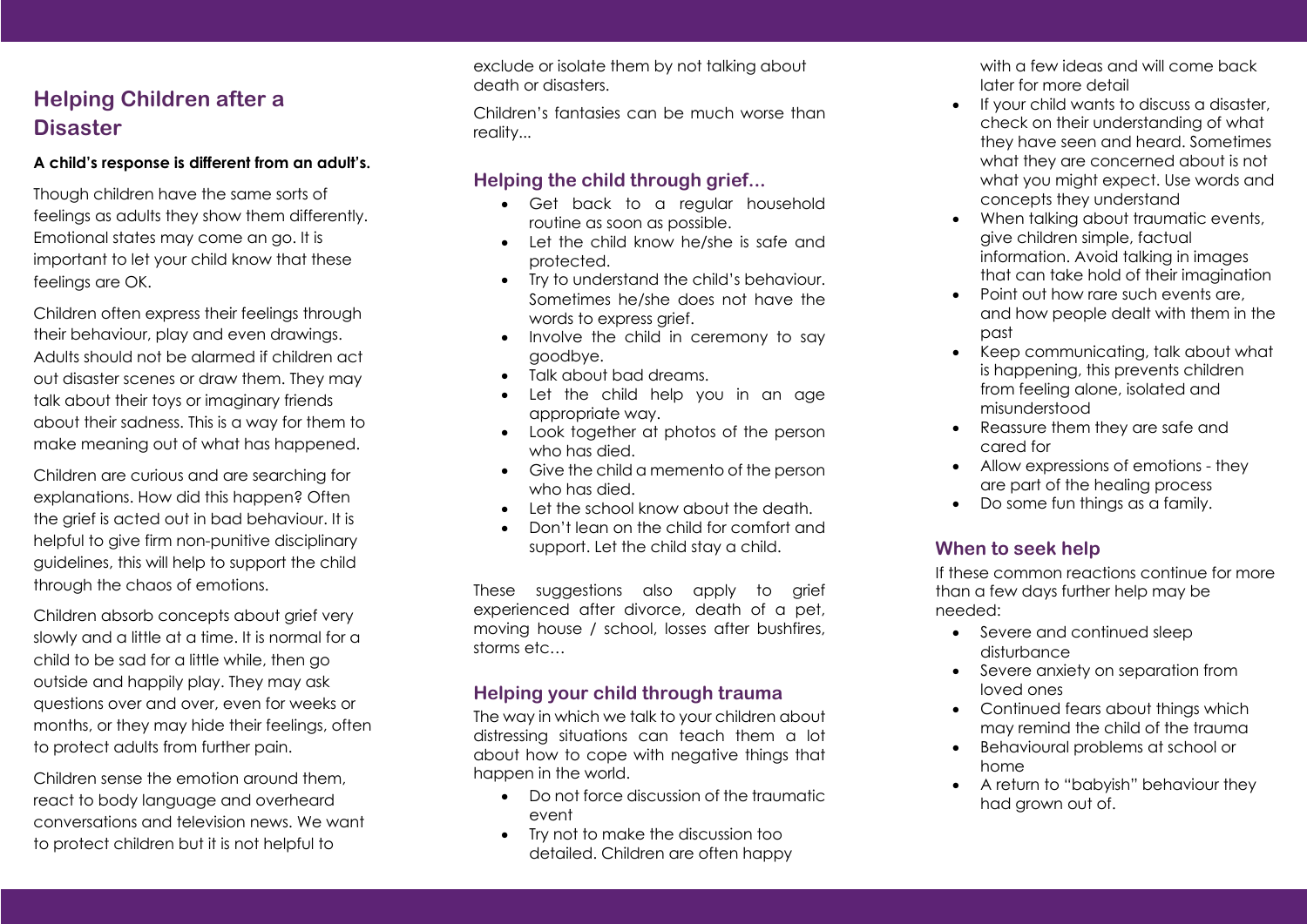## Helping Children after a Disaster

**A child's response is different from an adult's.**

Though children have the same sorts of feelings as adults they show them differently. Emotional states may come an go. It is important to let your child know that these feelings are OK.

Children often express their feelings through their behaviour, play and even drawings. Adults should not be alarmed if children act out disaster scenes or draw them. They may talk about their toys or imaginary friends about their sadness. This is a way for them to make meaning out of what has happened.

Children are curious and are searching for explanations. How did this happen? Often the grief is acted out in bad behaviour. It is helpful to give firm non-punitive disciplinary guidelines, this will help to support the child through the chaos of emotions.

Children absorb concepts about grief very slowly and a little at a time. It is normal for a child to be sad for a little while, then go outside and happily play. They may ask questions over and over, even for weeks or months, or they may hide their feelings, often to protect adults from further pain.

Children sense the emotion around them, react to body language and overheard conversations and television news. We want to protect children but it is not helpful to exclude or isolate them by not talking about death or disasters.

Children's fantasies can be much worse than reality...

### Helping the child through grief...

- Get back to a regular household routine as soon as possible.
- Let the child know he/she is safe and protected.
- Try to understand the child's behaviour. Sometimes he/she does not have the words to express grief.
- Involve the child in ceremony to say goodbye.
- Talk about bad dreams.
- Let the child help you in an age appropriate way.
- Look together at photos of the person who has died.
- Give the child a memento of the person who has died.
- Let the school know about the death.
- Don't lean on the child for comfort and support. Let the child stay a child.

These suggestions also apply to grief experienced after divorce, death of a pet, moving house / school, losses after bushfires, storms etc…

### Helping your child through trauma

The way in which we talk to your children about distressing situations can teach them a lot about how to cope with negative things that happen in the world.

- Do not force discussion of the traumatic event
- Try not to make the discussion too detailed. Children are often happy with a few ideas and will come back later for more detail
- If your child wants to discuss a disaster, check on their understanding of what they have seen and heard. Sometimes what they are concerned about is not what you might expect. Use words and concepts they understand
- When talking about traumatic events, give children simple, factual information. Avoid talking in images that can take hold of their imagination
- Point out how rare such events are, and how people dealt with them in the past
- Keep communicating, talk about what is happening, this prevents children from feeling alone, isolated and misunderstood
- Reassure them they are safe and cared for
- Allow expressions of emotions - they are part of the healing process
- Do some fun things as a family.

### When to seek help

If these common reactions continue for more than a few days further help may be needed:

- Severe and continued sleep disturbance
- Severe anxiety on separation from loved ones
- Continued fears about things which may remind the child of the trauma
- Behavioural problems at school or home
- A return to "babyish" behaviour they had grown out of.